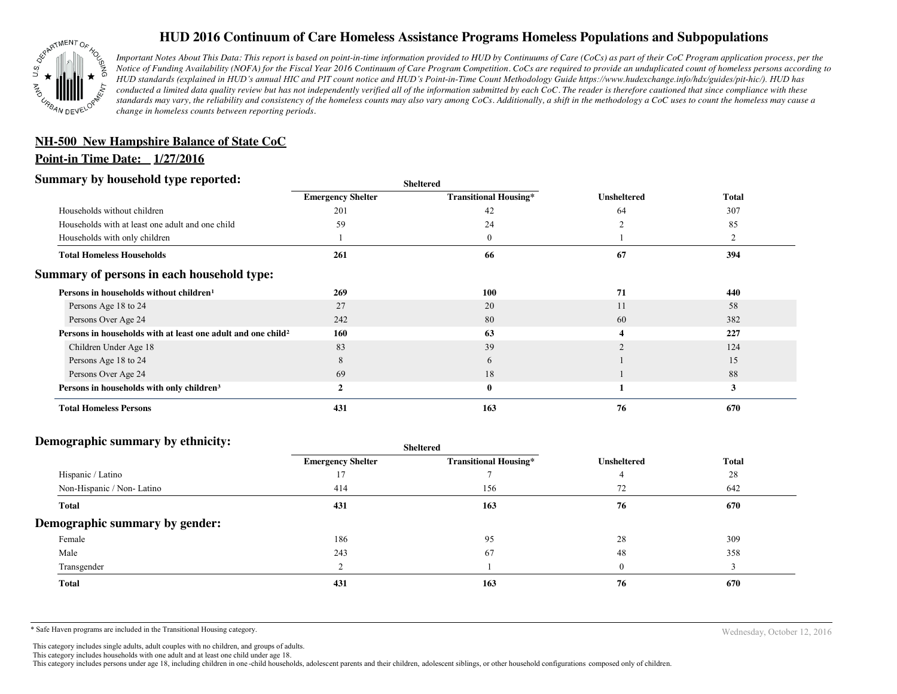# HUD 2016 Continuum of Care Homeless Assistance Programs Homeless Populations and Subpopulations

*Important Notes About This Data: This report is based on point-in-time information provided to HUD by Continuums of Care (CoCs) as part of their CoC Program application process, per the Notice of Funding Availability (NOFA) for the Fiscal Year 2016 Continuum of Care Program Competition. CoCs are required to provide an unduplicated count of homeless persons according to HUD standards (explained in HUD's annual HIC and PIT count notice and HUD's Point-in-Time Count Methodology Guide https://www.hudexchange.info/hdx/guides/pit-hic/). HUD has conducted a limited data quality review but has not independently verified all of the information submitted by each CoC. The reader is therefore cautioned that since compliance with these standards may vary, the reliability and consistency of the homeless counts may also vary among CoCs. Additionally, a shift in the methodology a CoC uses to count the homeless may cause a change in homeless counts between reporting periods.*

## NH-500 New Hampshire Balance of State CoC

**Point-in Time Date: 1/27/2016**

### Summary by household type reported:

| | Sheltered | | | |
|---|---|---|---|---|
| | Emergency Shelter | Transitional Housing* | Unsheltered | Total |
| Households without children | 201 | 42 | 64 | 307 |
| Households with at least one adult and one child | 59 | 24 | 2 | 85 |
| Households with only children | 1 | 0 | 1 | 2 |
| **Total Homeless Households** | **261** | **66** | **67** | **394** |

### Summary of persons in each household type:

| | Emergency Shelter | Transitional Housing* | Unsheltered | Total |
|---|---|---|---|---|
| **Persons in households without children[1]** | **269** | **100** | **71** | **440** |
| Persons Age 18 to 24 | 27 | 20 | 11 | 58 |
| Persons Over Age 24 | 242 | 80 | 60 | 382 |
| **Persons in households with at least one adult and one child[2]** | **160** | **63** | **4** | **227** |
| Children Under Age 18 | 83 | 39 | 2 | 124 |
| Persons Age 18 to 24 | 8 | 6 | 1 | 15 |
| Persons Over Age 24 | 69 | 18 | 1 | 88 |
| **Persons in households with only children[3]** | **2** | **0** | **1** | **3** |
| **Total Homeless Persons** | **431** | **163** | **76** | **670** |

### Demographic summary by ethnicity:

| | Sheltered | | | |
|---|---|---|---|---|
| | Emergency Shelter | Transitional Housing* | Unsheltered | Total |
| Hispanic / Latino | 17 | 7 | 4 | 28 |
| Non-Hispanic / Non- Latino | 414 | 156 | 72 | 642 |
| **Total** | **431** | **163** | **76** | **670** |

### Demographic summary by gender:

| | Emergency Shelter | Transitional Housing* | Unsheltered | Total |
|---|---|---|---|---|
| Female | 186 | 95 | 28 | 309 |
| Male | 243 | 67 | 48 | 358 |
| Transgender | 2 | 1 | 0 | 3 |
| **Total** | **431** | **163** | **76** | **670** |

\* Safe Haven programs are included in the Transitional Housing category.

Wednesday, October 12, 2016

[1] This category includes single adults, adult couples with no children, and groups of adults.
[2] This category includes households with one adult and at least one child under age 18.
[3] This category includes persons under age 18, including children in one -child households, adolescent parents and their children, adolescent siblings, or other household configurations composed only of children.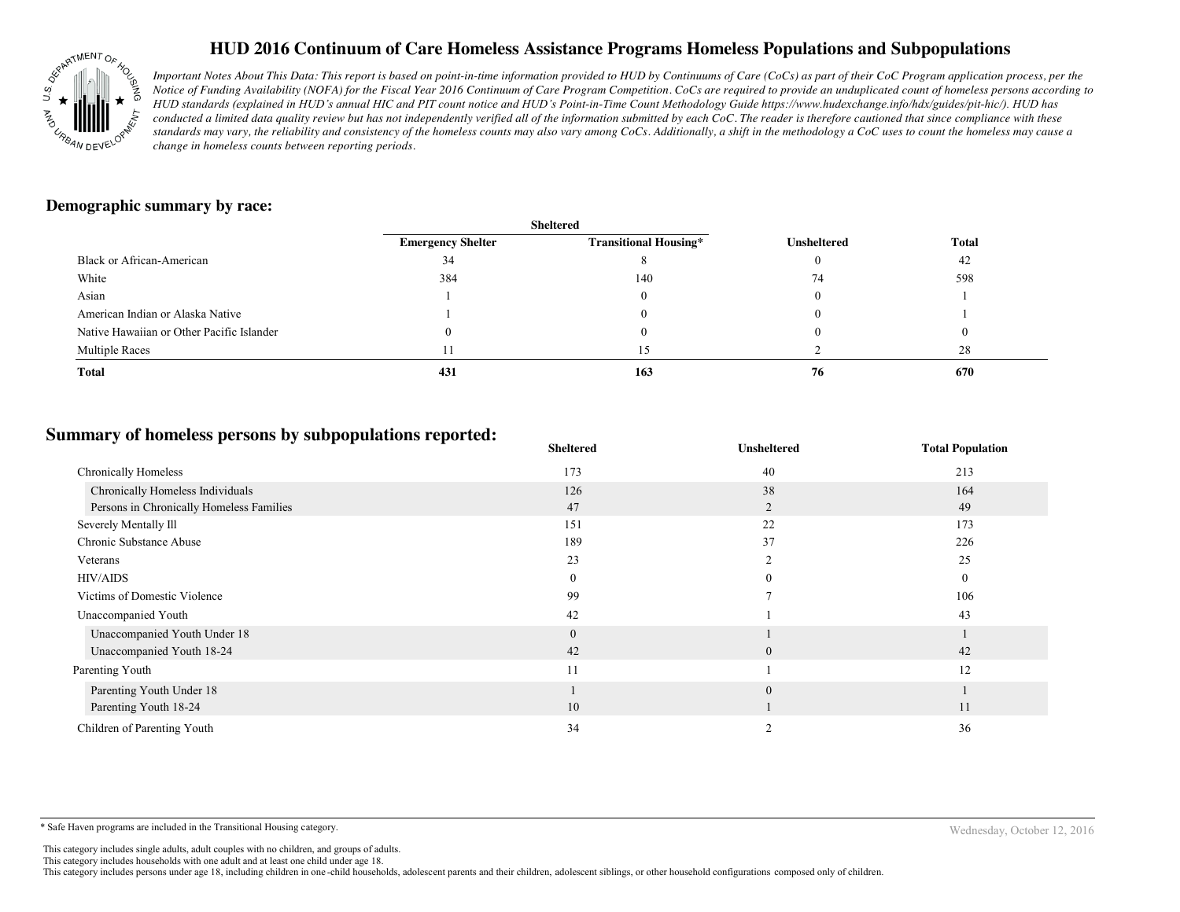# HUD 2016 Continuum of Care Homeless Assistance Programs Homeless Populations and Subpopulations

*Important Notes About This Data: This report is based on point-in-time information provided to HUD by Continuums of Care (CoCs) as part of their CoC Program application process, per the Notice of Funding Availability (NOFA) for the Fiscal Year 2016 Continuum of Care Program Competition. CoCs are required to provide an unduplicated count of homeless persons according to HUD standards (explained in HUD's annual HIC and PIT count notice and HUD's Point-in-Time Count Methodology Guide https://www.hudexchange.info/hdx/guides/pit-hic/). HUD has conducted a limited data quality review but has not independently verified all of the information submitted by each CoC. The reader is therefore cautioned that since compliance with these standards may vary, the reliability and consistency of the homeless counts may also vary among CoCs. Additionally, a shift in the methodology a CoC uses to count the homeless may cause a change in homeless counts between reporting periods.*

## Demographic summary by race:

| | Sheltered | | | |
|---|---|---|---|---|
| | Emergency Shelter | Transitional Housing* | Unsheltered | Total |
| Black or African-American | 34 | 8 | 0 | 42 |
| White | 384 | 140 | 74 | 598 |
| Asian | 1 | 0 | 0 | 1 |
| American Indian or Alaska Native | 1 | 0 | 0 | 1 |
| Native Hawaiian or Other Pacific Islander | 0 | 0 | 0 | 0 |
| Multiple Races | 11 | 15 | 2 | 28 |
| **Total** | **431** | **163** | **76** | **670** |

## Summary of homeless persons by subpopulations reported:

| | Sheltered | Unsheltered | Total Population |
|---|---|---|---|
| Chronically Homeless | 173 | 40 | 213 |
| Chronically Homeless Individuals | 126 | 38 | 164 |
| Persons in Chronically Homeless Families | 47 | 2 | 49 |
| Severely Mentally Ill | 151 | 22 | 173 |
| Chronic Substance Abuse | 189 | 37 | 226 |
| Veterans | 23 | 2 | 25 |
| HIV/AIDS | 0 | 0 | 0 |
| Victims of Domestic Violence | 99 | 7 | 106 |
| Unaccompanied Youth | 42 | 1 | 43 |
| Unaccompanied Youth Under 18 | 0 | 1 | 1 |
| Unaccompanied Youth 18-24 | 42 | 0 | 42 |
| Parenting Youth | 11 | 1 | 12 |
| Parenting Youth Under 18 | 1 | 0 | 1 |
| Parenting Youth 18-24 | 10 | 1 | 11 |
| Children of Parenting Youth | 34 | 2 | 36 |

* Safe Haven programs are included in the Transitional Housing category.

Wednesday, October 12, 2016

This category includes single adults, adult couples with no children, and groups of adults.
This category includes households with one adult and at least one child under age 18.
This category includes persons under age 18, including children in one-child households, adolescent parents and their children, adolescent siblings, or other household configurations composed only of children.